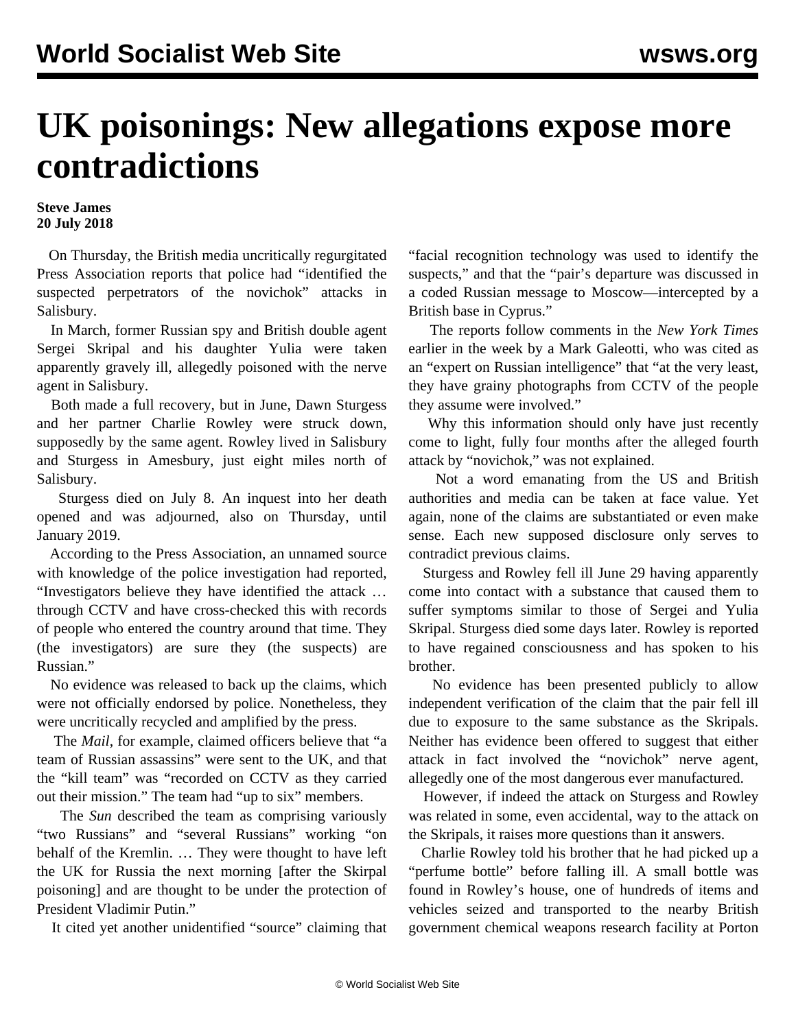# UK poisonings: New allegations expose more contradictions

**Steve James**
**20 July 2018**

On Thursday, the British media uncritically regurgitated Press Association reports that police had "identified the suspected perpetrators of the novichok" attacks in Salisbury.

In March, former Russian spy and British double agent Sergei Skripal and his daughter Yulia were taken apparently gravely ill, allegedly poisoned with the nerve agent in Salisbury.

Both made a full recovery, but in June, Dawn Sturgess and her partner Charlie Rowley were struck down, supposedly by the same agent. Rowley lived in Salisbury and Sturgess in Amesbury, just eight miles north of Salisbury.

Sturgess died on July 8. An inquest into her death opened and was adjourned, also on Thursday, until January 2019.

According to the Press Association, an unnamed source with knowledge of the police investigation had reported, "Investigators believe they have identified the attack … through CCTV and have cross-checked this with records of people who entered the country around that time. They (the investigators) are sure they (the suspects) are Russian."

No evidence was released to back up the claims, which were not officially endorsed by police. Nonetheless, they were uncritically recycled and amplified by the press.

The *Mail*, for example, claimed officers believe that "a team of Russian assassins" were sent to the UK, and that the "kill team" was "recorded on CCTV as they carried out their mission." The team had "up to six" members.

The *Sun* described the team as comprising variously "two Russians" and "several Russians" working "on behalf of the Kremlin. … They were thought to have left the UK for Russia the next morning [after the Skirpal poisoning] and are thought to be under the protection of President Vladimir Putin."

It cited yet another unidentified "source" claiming that "facial recognition technology was used to identify the suspects," and that the "pair's departure was discussed in a coded Russian message to Moscow—intercepted by a British base in Cyprus."

The reports follow comments in the *New York Times* earlier in the week by a Mark Galeotti, who was cited as an "expert on Russian intelligence" that "at the very least, they have grainy photographs from CCTV of the people they assume were involved."

Why this information should only have just recently come to light, fully four months after the alleged fourth attack by "novichok," was not explained.

Not a word emanating from the US and British authorities and media can be taken at face value. Yet again, none of the claims are substantiated or even make sense. Each new supposed disclosure only serves to contradict previous claims.

Sturgess and Rowley fell ill June 29 having apparently come into contact with a substance that caused them to suffer symptoms similar to those of Sergei and Yulia Skripal. Sturgess died some days later. Rowley is reported to have regained consciousness and has spoken to his brother.

No evidence has been presented publicly to allow independent verification of the claim that the pair fell ill due to exposure to the same substance as the Skripals. Neither has evidence been offered to suggest that either attack in fact involved the "novichok" nerve agent, allegedly one of the most dangerous ever manufactured.

However, if indeed the attack on Sturgess and Rowley was related in some, even accidental, way to the attack on the Skripals, it raises more questions than it answers.

Charlie Rowley told his brother that he had picked up a "perfume bottle" before falling ill. A small bottle was found in Rowley's house, one of hundreds of items and vehicles seized and transported to the nearby British government chemical weapons research facility at Porton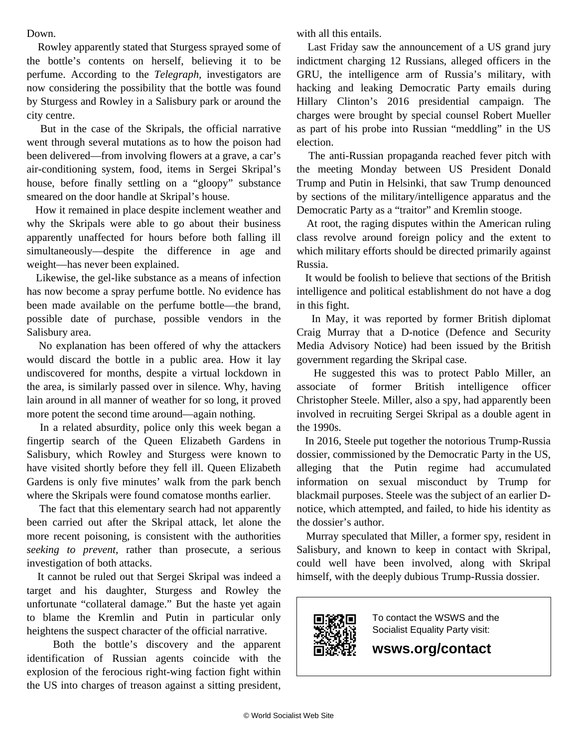Down.

Rowley apparently stated that Sturgess sprayed some of the bottle's contents on herself, believing it to be perfume. According to the *Telegraph*, investigators are now considering the possibility that the bottle was found by Sturgess and Rowley in a Salisbury park or around the city centre.

But in the case of the Skripals, the official narrative went through several mutations as to how the poison had been delivered—from involving flowers at a grave, a car's air-conditioning system, food, items in Sergei Skripal's house, before finally settling on a "gloopy" substance smeared on the door handle at Skripal's house.

How it remained in place despite inclement weather and why the Skripals were able to go about their business apparently unaffected for hours before both falling ill simultaneously—despite the difference in age and weight—has never been explained.

Likewise, the gel-like substance as a means of infection has now become a spray perfume bottle. No evidence has been made available on the perfume bottle—the brand, possible date of purchase, possible vendors in the Salisbury area.

No explanation has been offered of why the attackers would discard the bottle in a public area. How it lay undiscovered for months, despite a virtual lockdown in the area, is similarly passed over in silence. Why, having lain around in all manner of weather for so long, it proved more potent the second time around—again nothing.

In a related absurdity, police only this week began a fingertip search of the Queen Elizabeth Gardens in Salisbury, which Rowley and Sturgess were known to have visited shortly before they fell ill. Queen Elizabeth Gardens is only five minutes' walk from the park bench where the Skripals were found comatose months earlier.

The fact that this elementary search had not apparently been carried out after the Skripal attack, let alone the more recent poisoning, is consistent with the authorities *seeking to prevent*, rather than prosecute, a serious investigation of both attacks.

It cannot be ruled out that Sergei Skripal was indeed a target and his daughter, Sturgess and Rowley the unfortunate "collateral damage." But the haste yet again to blame the Kremlin and Putin in particular only heightens the suspect character of the official narrative.

Both the bottle's discovery and the apparent identification of Russian agents coincide with the explosion of the ferocious right-wing faction fight within the US into charges of treason against a sitting president, with all this entails.

Last Friday saw the announcement of a US grand jury indictment charging 12 Russians, alleged officers in the GRU, the intelligence arm of Russia's military, with hacking and leaking Democratic Party emails during Hillary Clinton's 2016 presidential campaign. The charges were brought by special counsel Robert Mueller as part of his probe into Russian "meddling" in the US election.

The anti-Russian propaganda reached fever pitch with the meeting Monday between US President Donald Trump and Putin in Helsinki, that saw Trump denounced by sections of the military/intelligence apparatus and the Democratic Party as a "traitor" and Kremlin stooge.

At root, the raging disputes within the American ruling class revolve around foreign policy and the extent to which military efforts should be directed primarily against Russia.

It would be foolish to believe that sections of the British intelligence and political establishment do not have a dog in this fight.

In May, it was reported by former British diplomat Craig Murray that a D-notice (Defence and Security Media Advisory Notice) had been issued by the British government regarding the Skripal case.

He suggested this was to protect Pablo Miller, an associate of former British intelligence officer Christopher Steele. Miller, also a spy, had apparently been involved in recruiting Sergei Skripal as a double agent in the 1990s.

In 2016, Steele put together the notorious Trump-Russia dossier, commissioned by the Democratic Party in the US, alleging that the Putin regime had accumulated information on sexual misconduct by Trump for blackmail purposes. Steele was the subject of an earlier D-notice, which attempted, and failed, to hide his identity as the dossier's author.

Murray speculated that Miller, a former spy, resident in Salisbury, and known to keep in contact with Skripal, could well have been involved, along with Skripal himself, with the deeply dubious Trump-Russia dossier.

To contact the WSWS and the Socialist Equality Party visit:

**wsws.org/contact**